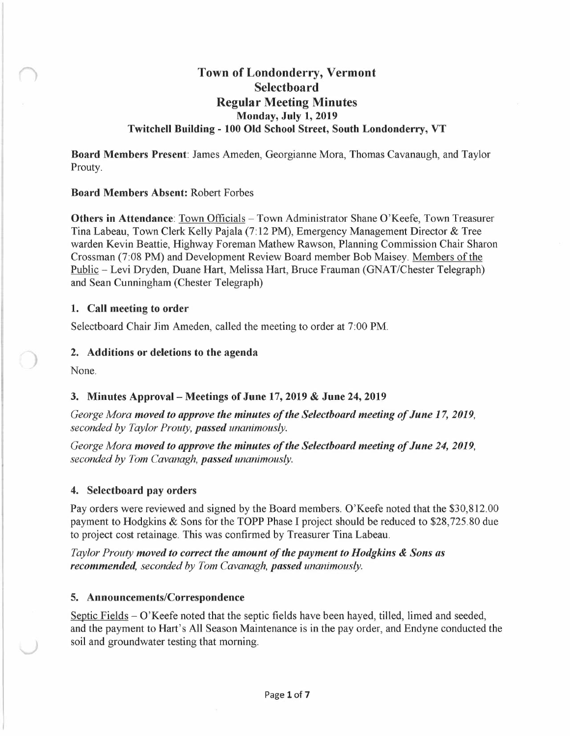# Town of Londonderry, Vermont
# Selectboard
# Regular Meeting Minutes
### Monday, July 1, 2019
### Twitchell Building - 100 Old School Street, South Londonderry, VT

**Board Members Present**: James Ameden, Georgianne Mora, Thomas Cavanaugh, and Taylor Prouty.

**Board Members Absent:** Robert Forbes

**Others in Attendance**: Town Officials – Town Administrator Shane O'Keefe, Town Treasurer Tina Labeau, Town Clerk Kelly Pajala (7:12 PM), Emergency Management Director & Tree warden Kevin Beattie, Highway Foreman Mathew Rawson, Planning Commission Chair Sharon Crossman (7:08 PM) and Development Review Board member Bob Maisey. Members of the Public – Levi Dryden, Duane Hart, Melissa Hart, Bruce Frauman (GNAT/Chester Telegraph) and Sean Cunningham (Chester Telegraph)

### 1. Call meeting to order

Selectboard Chair Jim Ameden, called the meeting to order at 7:00 PM.

### 2. Additions or deletions to the agenda

None.

### 3. Minutes Approval – Meetings of June 17, 2019 & June 24, 2019

*George Mora* ***moved to approve the minutes of the Selectboard meeting of June 17, 2019,*** *seconded by Taylor Prouty,* ***passed*** *unanimously.*

*George Mora* ***moved to approve the minutes of the Selectboard meeting of June 24, 2019,*** *seconded by Tom Cavanagh,* ***passed*** *unanimously.*

### 4. Selectboard pay orders

Pay orders were reviewed and signed by the Board members. O'Keefe noted that the $30,812.00 payment to Hodgkins & Sons for the TOPP Phase I project should be reduced to $28,725.80 due to project cost retainage. This was confirmed by Treasurer Tina Labeau.

*Taylor Prouty* ***moved to correct the amount of the payment to Hodgkins & Sons as recommended,*** *seconded by Tom Cavanagh,* ***passed*** *unanimously.*

### 5. Announcements/Correspondence

Septic Fields – O'Keefe noted that the septic fields have been hayed, tilled, limed and seeded, and the payment to Hart's All Season Maintenance is in the pay order, and Endyne conducted the soil and groundwater testing that morning.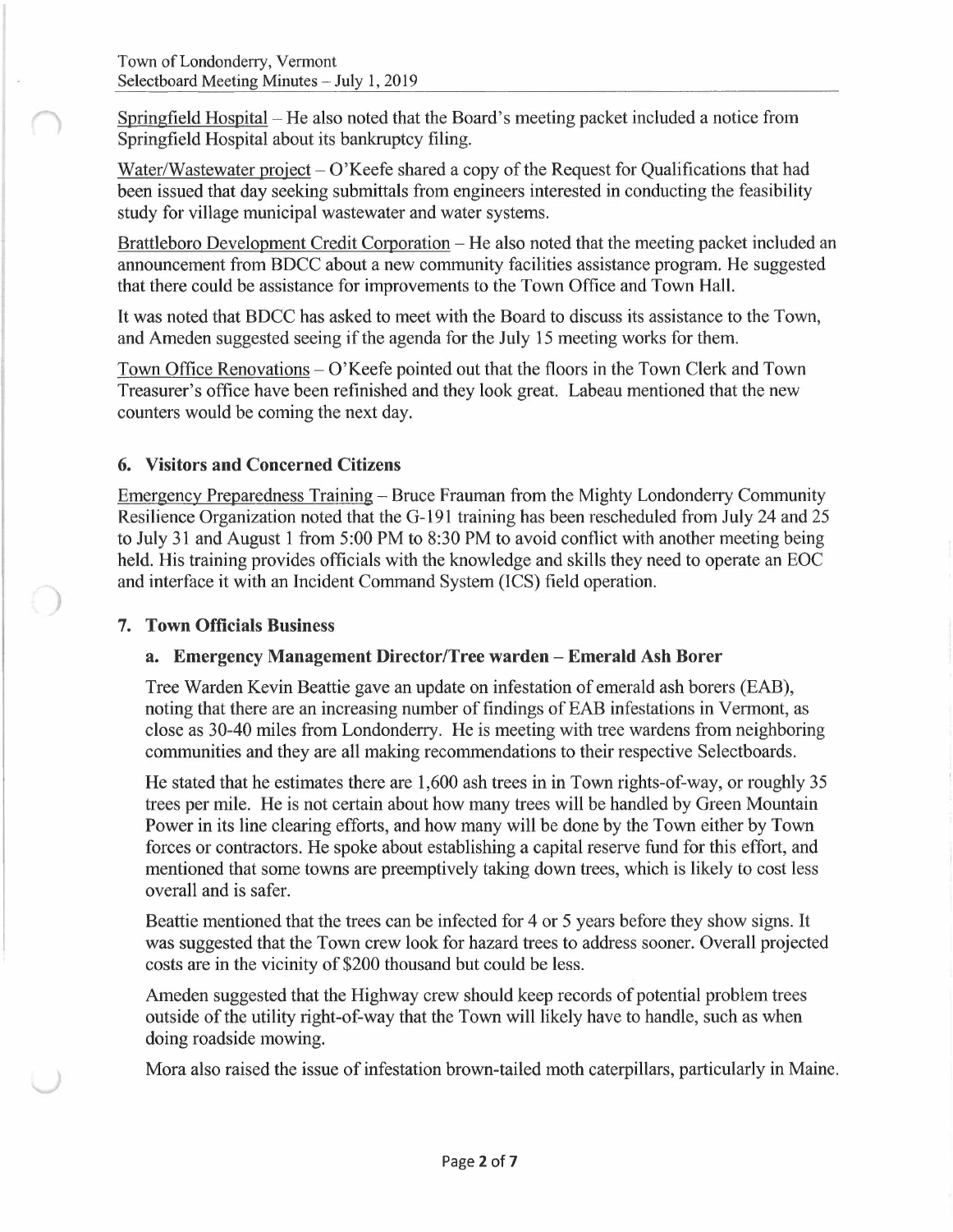Springfield Hospital – He also noted that the Board's meeting packet included a notice from Springfield Hospital about its bankruptcy filing.

Water/Wastewater project – O'Keefe shared a copy of the Request for Qualifications that had been issued that day seeking submittals from engineers interested in conducting the feasibility study for village municipal wastewater and water systems.

Brattleboro Development Credit Corporation – He also noted that the meeting packet included an announcement from BDCC about a new community facilities assistance program. He suggested that there could be assistance for improvements to the Town Office and Town Hall.

It was noted that BDCC has asked to meet with the Board to discuss its assistance to the Town, and Ameden suggested seeing if the agenda for the July 15 meeting works for them.

Town Office Renovations – O'Keefe pointed out that the floors in the Town Clerk and Town Treasurer's office have been refinished and they look great. Labeau mentioned that the new counters would be coming the next day.

## 6. Visitors and Concerned Citizens

Emergency Preparedness Training – Bruce Frauman from the Mighty Londonderry Community Resilience Organization noted that the G-191 training has been rescheduled from July 24 and 25 to July 31 and August 1 from 5:00 PM to 8:30 PM to avoid conflict with another meeting being held. His training provides officials with the knowledge and skills they need to operate an EOC and interface it with an Incident Command System (ICS) field operation.

## 7. Town Officials Business

### a. Emergency Management Director/Tree warden – Emerald Ash Borer

Tree Warden Kevin Beattie gave an update on infestation of emerald ash borers (EAB), noting that there are an increasing number of findings of EAB infestations in Vermont, as close as 30-40 miles from Londonderry. He is meeting with tree wardens from neighboring communities and they are all making recommendations to their respective Selectboards.

He stated that he estimates there are 1,600 ash trees in in Town rights-of-way, or roughly 35 trees per mile. He is not certain about how many trees will be handled by Green Mountain Power in its line clearing efforts, and how many will be done by the Town either by Town forces or contractors. He spoke about establishing a capital reserve fund for this effort, and mentioned that some towns are preemptively taking down trees, which is likely to cost less overall and is safer.

Beattie mentioned that the trees can be infected for 4 or 5 years before they show signs. It was suggested that the Town crew look for hazard trees to address sooner. Overall projected costs are in the vicinity of $200 thousand but could be less.

Ameden suggested that the Highway crew should keep records of potential problem trees outside of the utility right-of-way that the Town will likely have to handle, such as when doing roadside mowing.

Mora also raised the issue of infestation brown-tailed moth caterpillars, particularly in Maine.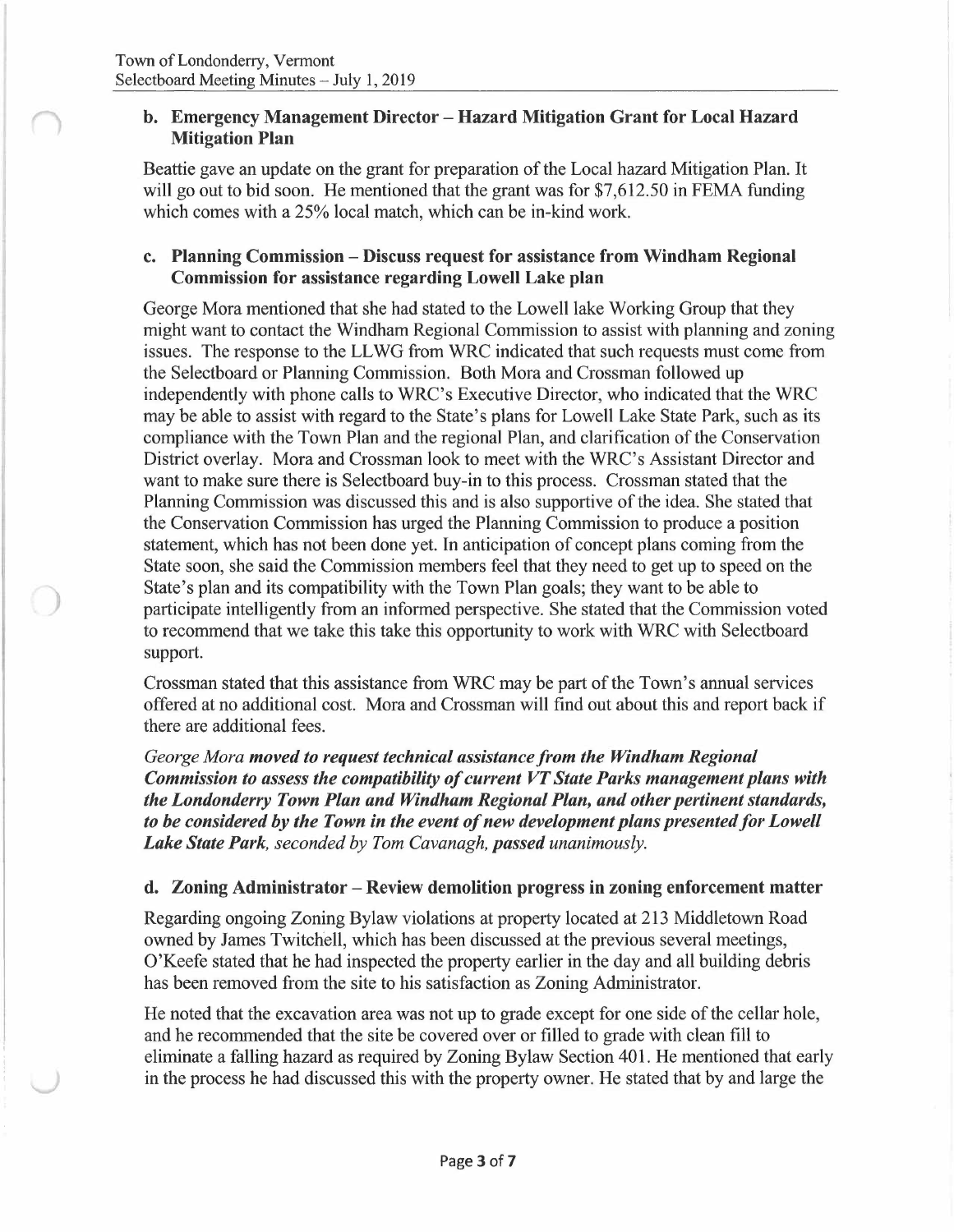**b. Emergency Management Director – Hazard Mitigation Grant for Local Hazard Mitigation Plan**

Beattie gave an update on the grant for preparation of the Local hazard Mitigation Plan. It will go out to bid soon. He mentioned that the grant was for $7,612.50 in FEMA funding which comes with a 25% local match, which can be in-kind work.

**c. Planning Commission – Discuss request for assistance from Windham Regional Commission for assistance regarding Lowell Lake plan**

George Mora mentioned that she had stated to the Lowell lake Working Group that they might want to contact the Windham Regional Commission to assist with planning and zoning issues. The response to the LLWG from WRC indicated that such requests must come from the Selectboard or Planning Commission. Both Mora and Crossman followed up independently with phone calls to WRC's Executive Director, who indicated that the WRC may be able to assist with regard to the State's plans for Lowell Lake State Park, such as its compliance with the Town Plan and the regional Plan, and clarification of the Conservation District overlay. Mora and Crossman look to meet with the WRC's Assistant Director and want to make sure there is Selectboard buy-in to this process. Crossman stated that the Planning Commission was discussed this and is also supportive of the idea. She stated that the Conservation Commission has urged the Planning Commission to produce a position statement, which has not been done yet. In anticipation of concept plans coming from the State soon, she said the Commission members feel that they need to get up to speed on the State's plan and its compatibility with the Town Plan goals; they want to be able to participate intelligently from an informed perspective. She stated that the Commission voted to recommend that we take this take this opportunity to work with WRC with Selectboard support.

Crossman stated that this assistance from WRC may be part of the Town's annual services offered at no additional cost. Mora and Crossman will find out about this and report back if there are additional fees.

*George Mora* ***moved to request technical assistance from the Windham Regional Commission to assess the compatibility of current VT State Parks management plans with the Londonderry Town Plan and Windham Regional Plan, and other pertinent standards, to be considered by the Town in the event of new development plans presented for Lowell Lake State Park****, seconded by Tom Cavanagh,* ***passed*** *unanimously.*

**d. Zoning Administrator – Review demolition progress in zoning enforcement matter**

Regarding ongoing Zoning Bylaw violations at property located at 213 Middletown Road owned by James Twitchell, which has been discussed at the previous several meetings, O'Keefe stated that he had inspected the property earlier in the day and all building debris has been removed from the site to his satisfaction as Zoning Administrator.

He noted that the excavation area was not up to grade except for one side of the cellar hole, and he recommended that the site be covered over or filled to grade with clean fill to eliminate a falling hazard as required by Zoning Bylaw Section 401. He mentioned that early in the process he had discussed this with the property owner. He stated that by and large the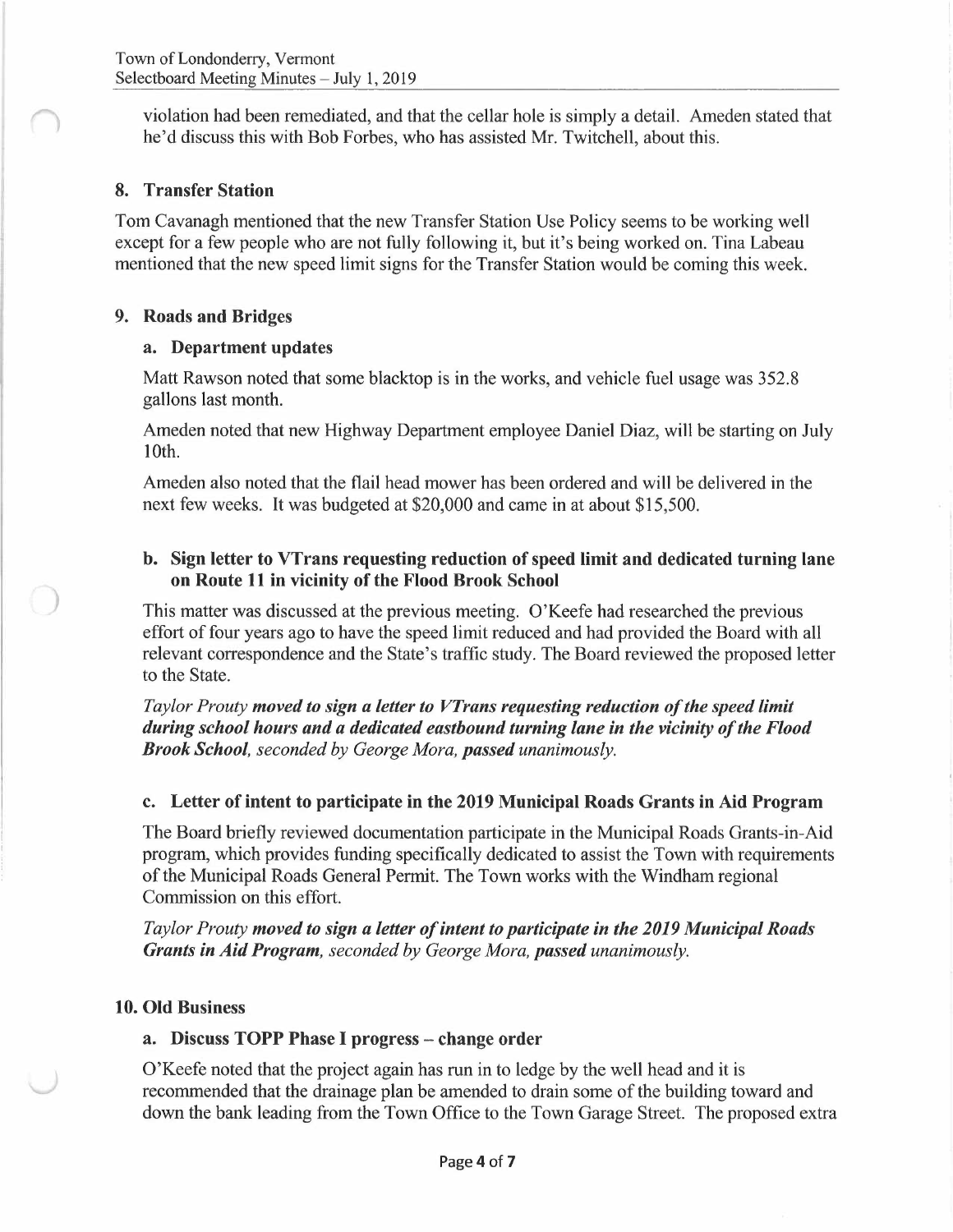violation had been remediated, and that the cellar hole is simply a detail. Ameden stated that he'd discuss this with Bob Forbes, who has assisted Mr. Twitchell, about this.

## 8. Transfer Station

Tom Cavanagh mentioned that the new Transfer Station Use Policy seems to be working well except for a few people who are not fully following it, but it's being worked on. Tina Labeau mentioned that the new speed limit signs for the Transfer Station would be coming this week.

## 9. Roads and Bridges

### a. Department updates

Matt Rawson noted that some blacktop is in the works, and vehicle fuel usage was 352.8 gallons last month.

Ameden noted that new Highway Department employee Daniel Diaz, will be starting on July 10th.

Ameden also noted that the flail head mower has been ordered and will be delivered in the next few weeks. It was budgeted at $20,000 and came in at about $15,500.

### b. Sign letter to VTrans requesting reduction of speed limit and dedicated turning lane on Route 11 in vicinity of the Flood Brook School

This matter was discussed at the previous meeting. O'Keefe had researched the previous effort of four years ago to have the speed limit reduced and had provided the Board with all relevant correspondence and the State's traffic study. The Board reviewed the proposed letter to the State.

*Taylor Prouty* ***moved to sign a letter to VTrans requesting reduction of the speed limit during school hours and a dedicated eastbound turning lane in the vicinity of the Flood Brook School,*** *seconded by George Mora,* ***passed*** *unanimously.*

### c. Letter of intent to participate in the 2019 Municipal Roads Grants in Aid Program

The Board briefly reviewed documentation participate in the Municipal Roads Grants-in-Aid program, which provides funding specifically dedicated to assist the Town with requirements of the Municipal Roads General Permit. The Town works with the Windham regional Commission on this effort.

*Taylor Prouty* ***moved to sign a letter of intent to participate in the 2019 Municipal Roads Grants in Aid Program,*** *seconded by George Mora,* ***passed*** *unanimously.*

## 10. Old Business

### a. Discuss TOPP Phase I progress – change order

O'Keefe noted that the project again has run in to ledge by the well head and it is recommended that the drainage plan be amended to drain some of the building toward and down the bank leading from the Town Office to the Town Garage Street. The proposed extra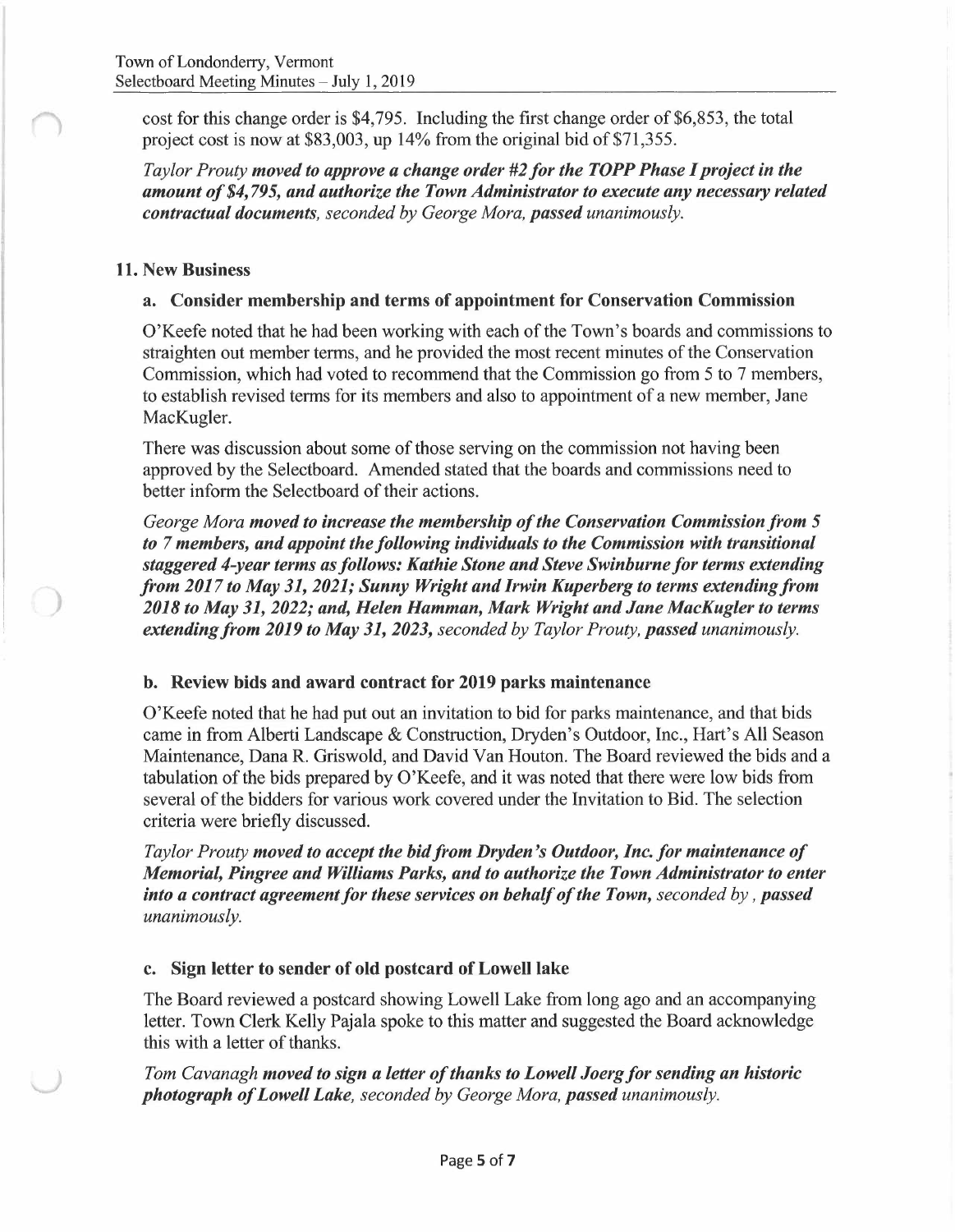cost for this change order is $4,795. Including the first change order of $6,853, the total project cost is now at $83,003, up 14% from the original bid of $71,355.

*Taylor Prouty* ***moved to approve a change order #2 for the TOPP Phase I project in the amount of $4,795, and authorize the Town Administrator to execute any necessary related contractual documents****, seconded by George Mora,* ***passed*** *unanimously.*

## 11. New Business

### a. Consider membership and terms of appointment for Conservation Commission

O'Keefe noted that he had been working with each of the Town's boards and commissions to straighten out member terms, and he provided the most recent minutes of the Conservation Commission, which had voted to recommend that the Commission go from 5 to 7 members, to establish revised terms for its members and also to appointment of a new member, Jane MacKugler.

There was discussion about some of those serving on the commission not having been approved by the Selectboard. Amended stated that the boards and commissions need to better inform the Selectboard of their actions.

*George Mora* ***moved to increase the membership of the Conservation Commission from 5 to 7 members, and appoint the following individuals to the Commission with transitional staggered 4-year terms as follows: Kathie Stone and Steve Swinburne for terms extending from 2017 to May 31, 2021; Sunny Wright and Irwin Kuperberg to terms extending from 2018 to May 31, 2022; and, Helen Hamman, Mark Wright and Jane MacKugler to terms extending from 2019 to May 31, 2023,*** *seconded by Taylor Prouty,* ***passed*** *unanimously.*

### b. Review bids and award contract for 2019 parks maintenance

O'Keefe noted that he had put out an invitation to bid for parks maintenance, and that bids came in from Alberti Landscape & Construction, Dryden's Outdoor, Inc., Hart's All Season Maintenance, Dana R. Griswold, and David Van Houton. The Board reviewed the bids and a tabulation of the bids prepared by O'Keefe, and it was noted that there were low bids from several of the bidders for various work covered under the Invitation to Bid. The selection criteria were briefly discussed.

*Taylor Prouty* ***moved to accept the bid from Dryden's Outdoor, Inc. for maintenance of Memorial, Pingree and Williams Parks, and to authorize the Town Administrator to enter into a contract agreement for these services on behalf of the Town,*** *seconded by ,* ***passed*** *unanimously.*

### c. Sign letter to sender of old postcard of Lowell lake

The Board reviewed a postcard showing Lowell Lake from long ago and an accompanying letter. Town Clerk Kelly Pajala spoke to this matter and suggested the Board acknowledge this with a letter of thanks.

*Tom Cavanagh* ***moved to sign a letter of thanks to Lowell Joerg for sending an historic photograph of Lowell Lake,*** *seconded by George Mora,* ***passed*** *unanimously.*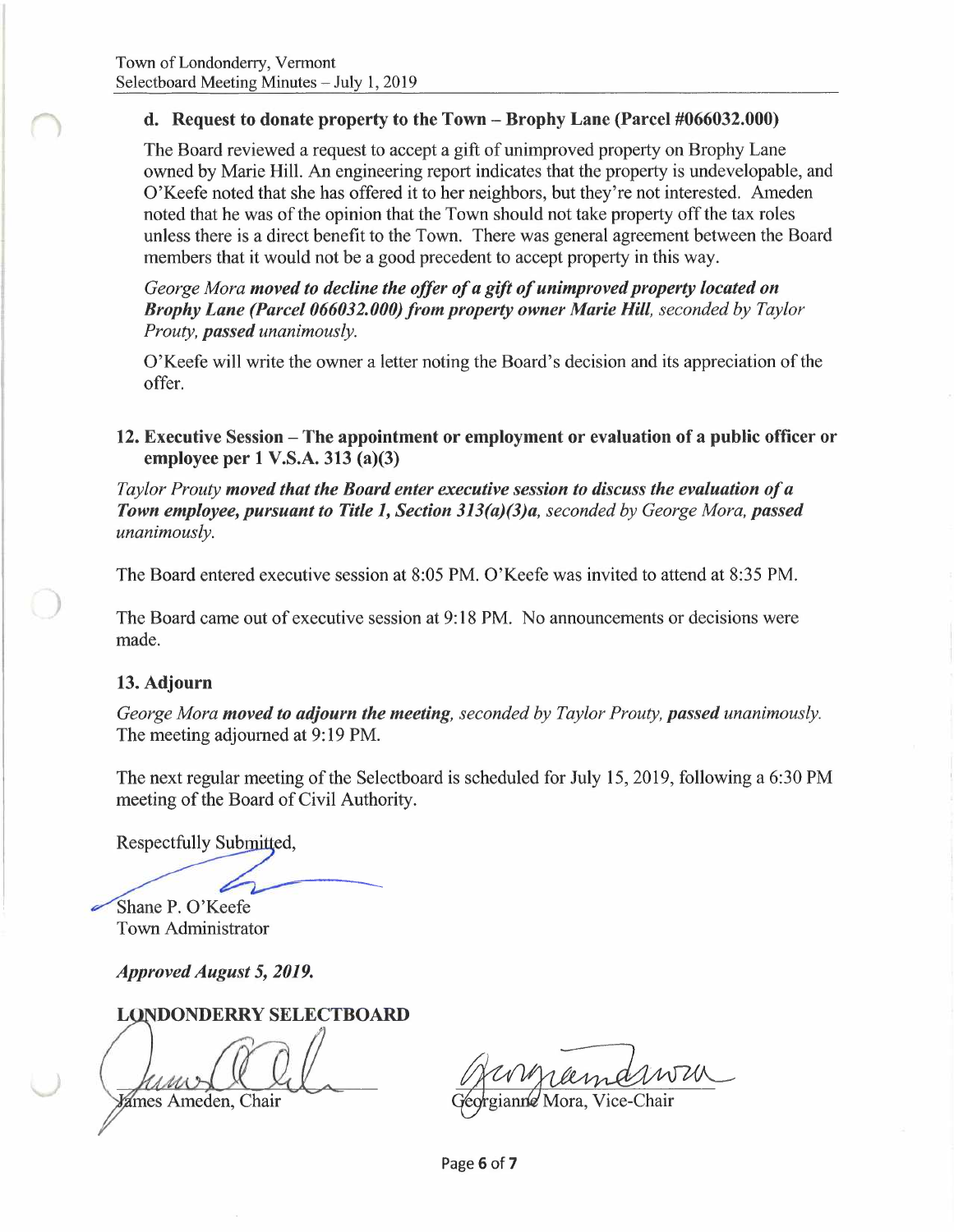### d. Request to donate property to the Town – Brophy Lane (Parcel #066032.000)

The Board reviewed a request to accept a gift of unimproved property on Brophy Lane owned by Marie Hill. An engineering report indicates that the property is undevelopable, and O'Keefe noted that she has offered it to her neighbors, but they're not interested. Ameden noted that he was of the opinion that the Town should not take property off the tax roles unless there is a direct benefit to the Town. There was general agreement between the Board members that it would not be a good precedent to accept property in this way.

*George Mora* ***moved to decline the offer of a gift of unimproved property located on Brophy Lane (Parcel 066032.000) from property owner Marie Hill****, seconded by Taylor Prouty,* ***passed*** *unanimously.*

O'Keefe will write the owner a letter noting the Board's decision and its appreciation of the offer.

## 12. Executive Session – The appointment or employment or evaluation of a public officer or employee per 1 V.S.A. 313 (a)(3)

*Taylor Prouty* ***moved that the Board enter executive session to discuss the evaluation of a Town employee, pursuant to Title 1, Section 313(a)(3)a****, seconded by George Mora,* ***passed*** *unanimously.*

The Board entered executive session at 8:05 PM. O'Keefe was invited to attend at 8:35 PM.

The Board came out of executive session at 9:18 PM. No announcements or decisions were made.

## 13. Adjourn

*George Mora* ***moved to adjourn the meeting****, seconded by Taylor Prouty,* ***passed*** *unanimously.* The meeting adjourned at 9:19 PM.

The next regular meeting of the Selectboard is scheduled for July 15, 2019, following a 6:30 PM meeting of the Board of Civil Authority.

Respectfully Submitted,

Shane P. O'Keefe
Town Administrator

***Approved August 5, 2019.***

**LONDONDERRY SELECTBOARD**

James Ameden, Chair

Georgianne Mora, Vice-Chair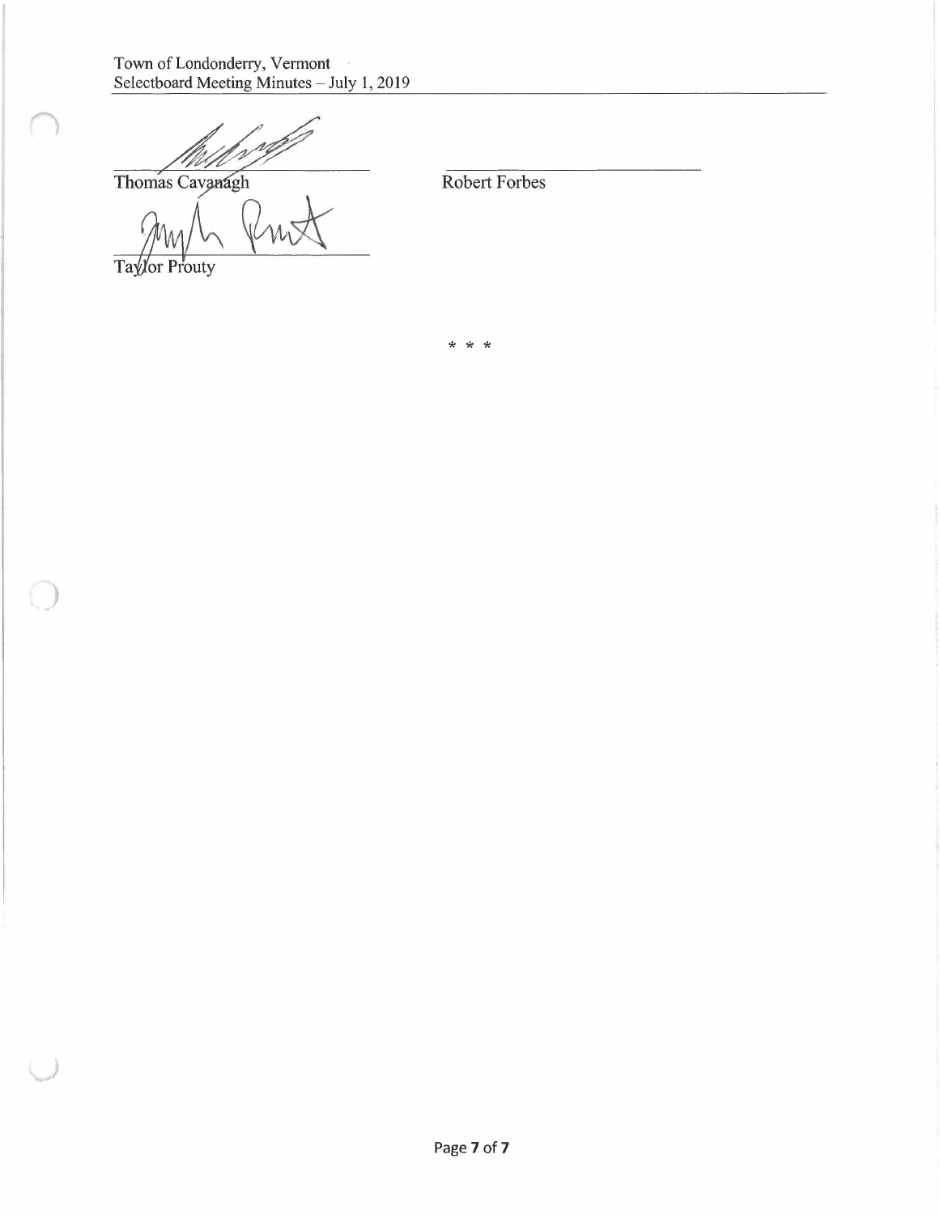Thomas Cavanagh

Robert Forbes

Taylor Prouty

\* \* \*